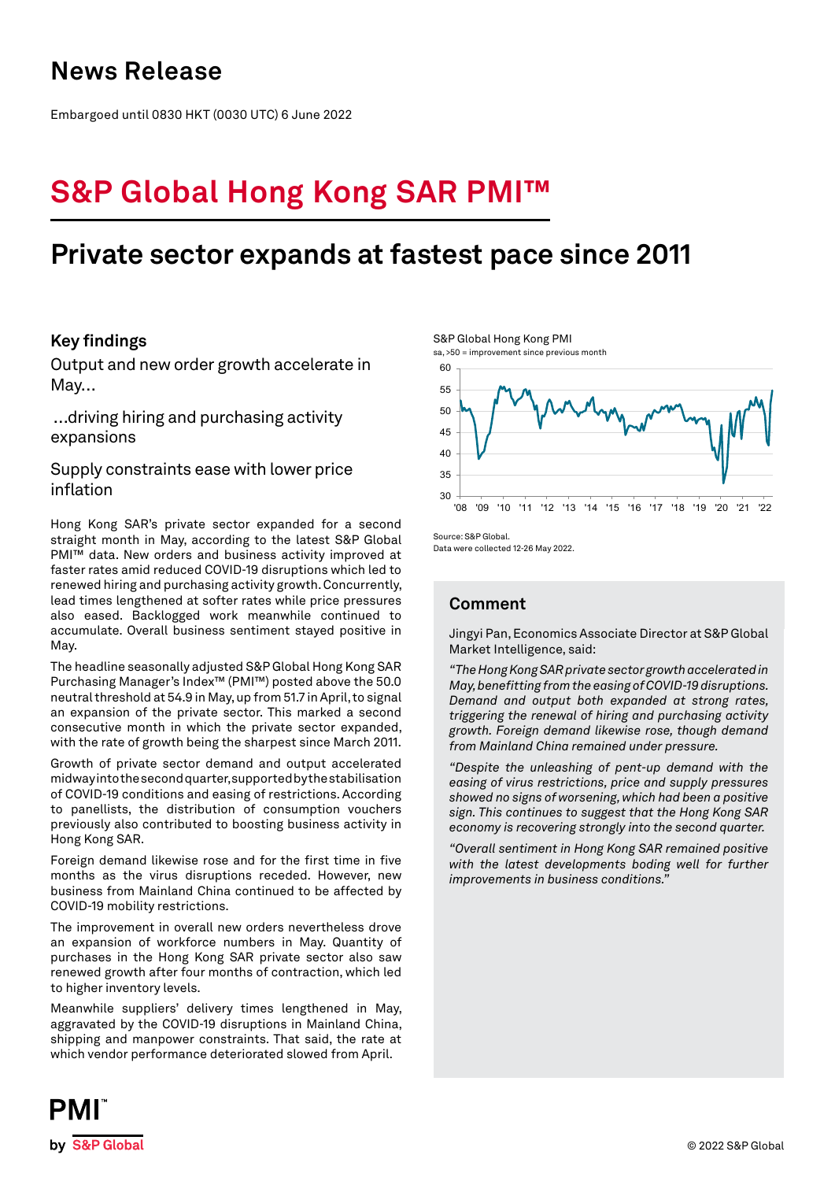# News Release

Embargoed until 0830 HKT (0030 UTC) 6 June 2022

# S&P Global Hong Kong SAR PMI™

## Private sector expands at fastest pace since 2011

### Key findings

Output and new order growth accelerate in May...

...driving hiring and purchasing activity expansions

Supply constraints ease with lower price inflation

Hong Kong SAR's private sector expanded for a second straight month in May, according to the latest S&P Global PMI™ data. New orders and business activity improved at faster rates amid reduced COVID-19 disruptions which led to renewed hiring and purchasing activity growth. Concurrently, lead times lengthened at softer rates while price pressures also eased. Backlogged work meanwhile continued to accumulate. Overall business sentiment stayed positive in May.

The headline seasonally adjusted S&P Global Hong Kong SAR Purchasing Manager's Index™ (PMI™) posted above the 50.0 neutral threshold at 54.9 in May, up from 51.7 in April, to signal an expansion of the private sector. This marked a second consecutive month in which the private sector expanded, with the rate of growth being the sharpest since March 2011.

Growth of private sector demand and output accelerated midway into the second quarter, supported by the stabilisation of COVID-19 conditions and easing of restrictions. According to panellists, the distribution of consumption vouchers previously also contributed to boosting business activity in Hong Kong SAR.

Foreign demand likewise rose and for the first time in five months as the virus disruptions receded. However, new business from Mainland China continued to be affected by COVID-19 mobility restrictions.

The improvement in overall new orders nevertheless drove an expansion of workforce numbers in May. Quantity of purchases in the Hong Kong SAR private sector also saw renewed growth after four months of contraction, which led to higher inventory levels.

Meanwhile suppliers' delivery times lengthened in May, aggravated by the COVID-19 disruptions in Mainland China, shipping and manpower constraints. That said, the rate at which vendor performance deteriorated slowed from April.

S&P Global Hong Kong PMI
sa, >50 = improvement since previous month

Source: S&P Global.
Data were collected 12-26 May 2022.

### Comment

Jingyi Pan, Economics Associate Director at S&P Global Market Intelligence, said:

*"The Hong Kong SAR private sector growth accelerated in May, benefitting from the easing of COVID-19 disruptions. Demand and output both expanded at strong rates, triggering the renewal of hiring and purchasing activity growth. Foreign demand likewise rose, though demand from Mainland China remained under pressure.*

*"Despite the unleashing of pent-up demand with the easing of virus restrictions, price and supply pressures showed no signs of worsening, which had been a positive sign. This continues to suggest that the Hong Kong SAR economy is recovering strongly into the second quarter.*

*"Overall sentiment in Hong Kong SAR remained positive with the latest developments boding well for further improvements in business conditions."*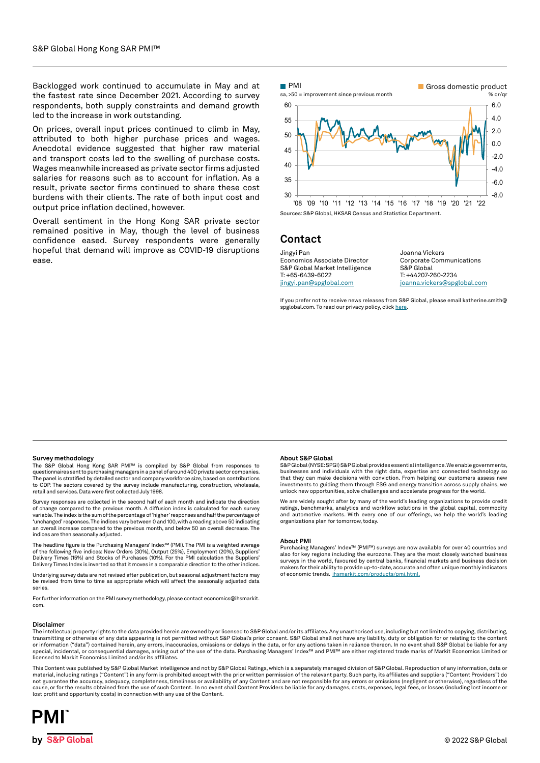Backlogged work continued to accumulate in May and at the fastest rate since December 2021. According to survey respondents, both supply constraints and demand growth led to the increase in work outstanding.

On prices, overall input prices continued to climb in May, attributed to both higher purchase prices and wages. Anecdotal evidence suggested that higher raw material and transport costs led to the swelling of purchase costs. Wages meanwhile increased as private sector firms adjusted salaries for reasons such as to account for inflation. As a result, private sector firms continued to share these cost burdens with their clients. The rate of both input cost and output price inflation declined, however.

Overall sentiment in the Hong Kong SAR private sector remained positive in May, though the level of business confidence eased. Survey respondents were generally hopeful that demand will improve as COVID-19 disruptions ease.

PMI
sa, >50 = improvement since previous month
Gross domestic product
% qr/qr
60
55
50
45
40
35
30
6.0
4.0
2.0
0.0
-2.0
-4.0
-6.0
-8.0
'08 '09 '10 '11 '12 '13 '14 '15 '16 '17 '18 '19 '20 '21 '22

Sources: S&P Global, HKSAR Census and Statistics Department.

## Contact

Jingyi Pan
Economics Associate Director
S&P Global Market Intelligence
T: +65-6439-6022
jingyi.pan@spglobal.com

Joanna Vickers
Corporate Communications
S&P Global
T: +44207-260-2234
joanna.vickers@spglobal.com

If you prefer not to receive news releases from S&P Global, please email katherine.smith@spglobal.com. To read our privacy policy, click here.

### Survey methodology

The S&P Global Hong Kong SAR PMI™ is compiled by S&P Global from responses to questionnaires sent to purchasing managers in a panel of around 400 private sector companies. The panel is stratified by detailed sector and company workforce size, based on contributions to GDP. The sectors covered by the survey include manufacturing, construction, wholesale, retail and services. Data were first collected July 1998.

Survey responses are collected in the second half of each month and indicate the direction of change compared to the previous month. A diffusion index is calculated for each survey variable. The index is the sum of the percentage of 'higher' responses and half the percentage of 'unchanged' responses. The indices vary between 0 and 100, with a reading above 50 indicating an overall increase compared to the previous month, and below 50 an overall decrease. The indices are then seasonally adjusted.

The headline figure is the Purchasing Managers' Index™ (PMI). The PMI is a weighted average of the following five indices: New Orders (30%), Output (25%), Employment (20%), Suppliers' Delivery Times (15%) and Stocks of Purchases (10%). For the PMI calculation the Suppliers' Delivery Times Index is inverted so that it moves in a comparable direction to the other indices.

Underlying survey data are not revised after publication, but seasonal adjustment factors may be revised from time to time as appropriate which will affect the seasonally adjusted data series.

For further information on the PMI survey methodology, please contact economics@ihsmarkit.com.

### About S&P Global

S&P Global (NYSE: SPGI) S&P Global provides essential intelligence. We enable governments, businesses and individuals with the right data, expertise and connected technology so that they can make decisions with conviction. From helping our customers assess new investments to guiding them through ESG and energy transition across supply chains, we unlock new opportunities, solve challenges and accelerate progress for the world.

We are widely sought after by many of the world's leading organizations to provide credit ratings, benchmarks, analytics and workflow solutions in the global capital, commodity and automotive markets. With every one of our offerings, we help the world's leading organizations plan for tomorrow, today.

### About PMI

Purchasing Managers' Index™ (PMI™) surveys are now available for over 40 countries and also for key regions including the eurozone. They are the most closely watched business surveys in the world, favoured by central banks, financial markets and business decision makers for their ability to provide up-to-date, accurate and often unique monthly indicators of economic trends. ihsmarkit.com/products/pmi.html.

### Disclaimer

The intellectual property rights to the data provided herein are owned by or licensed to S&P Global and/or its affiliates. Any unauthorised use, including but not limited to copying, distributing, transmitting or otherwise of any data appearing is not permitted without S&P Global's prior consent. S&P Global shall not have any liability, duty or obligation for or relating to the content or information ("data") contained herein, any errors, inaccuracies, omissions or delays in the data, or for any actions taken in reliance thereon. In no event shall S&P Global be liable for any special, incidental, or consequential damages, arising out of the use of the data. Purchasing Managers' Index™ and PMI™ are either registered trade marks of Markit Economics Limited or licensed to Markit Economics Limited and/or its affiliates.

This Content was published by S&P Global Market Intelligence and not by S&P Global Ratings, which is a separately managed division of S&P Global. Reproduction of any information, data or material, including ratings ("Content") in any form is prohibited except with the prior written permission of the relevant party. Such party, its affiliates and suppliers ("Content Providers") do not guarantee the accuracy, adequacy, completeness, timeliness or availability of any Content and are not responsible for any errors or omissions (negligent or otherwise), regardless of the cause, or for the results obtained from the use of such Content. In no event shall Content Providers be liable for any damages, costs, expenses, legal fees, or losses (including lost income or lost profit and opportunity costs) in connection with any use of the Content.

PMI™ by S&P Global

© 2022 S&P Global